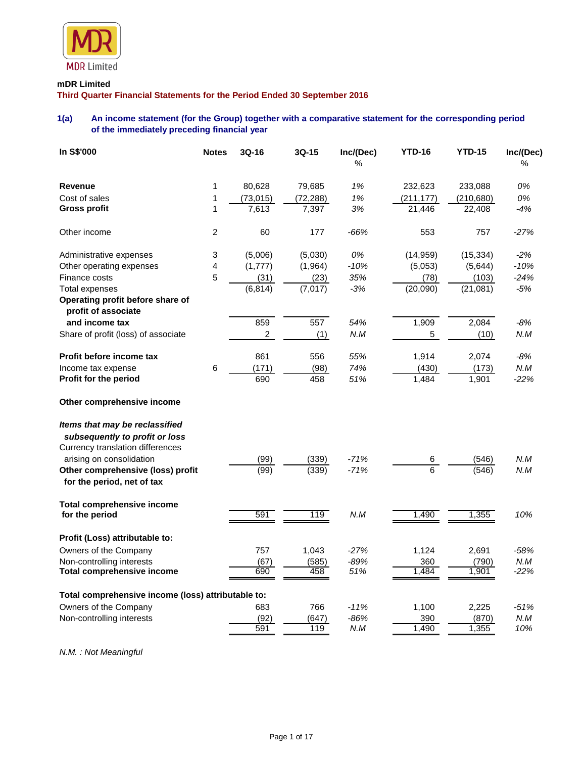MDR Limited

**mDR Limited**

**Third Quarter Financial Statements for the Period Ended 30 September 2016**

### 1(a) An income statement (for the Group) together with a comparative statement for the corresponding period of the immediately preceding financial year

| In S$'000 | Notes | 3Q-16 | 3Q-15 | Inc/(Dec) % | YTD-16 | YTD-15 | Inc/(Dec) % |
|---|---|---|---|---|---|---|---|
| **Revenue** | 1 | 80,628 | 79,685 | *1%* | 232,623 | 233,088 | *0%* |
| Cost of sales | 1 | (73,015) | (72,288) | *1%* | (211,177) | (210,680) | *0%* |
| **Gross profit** | 1 | 7,613 | 7,397 | *3%* | 21,446 | 22,408 | *-4%* |
| Other income | 2 | 60 | 177 | *-66%* | 553 | 757 | *-27%* |
| Administrative expenses | 3 | (5,006) | (5,030) | *0%* | (14,959) | (15,334) | *-2%* |
| Other operating expenses | 4 | (1,777) | (1,964) | *-10%* | (5,053) | (5,644) | *-10%* |
| Finance costs | 5 | (31) | (23) | *35%* | (78) | (103) | *-24%* |
| Total expenses | | (6,814) | (7,017) | *-3%* | (20,090) | (21,081) | *-5%* |
| **Operating profit before share of profit of associate and income tax** | | 859 | 557 | *54%* | 1,909 | 2,084 | *-8%* |
| Share of profit (loss) of associate | | 2 | (1) | *N.M* | 5 | (10) | *N.M* |
| **Profit before income tax** | | 861 | 556 | *55%* | 1,914 | 2,074 | *-8%* |
| Income tax expense | 6 | (171) | (98) | *74%* | (430) | (173) | *N.M* |
| **Profit for the period** | | 690 | 458 | *51%* | 1,484 | 1,901 | *-22%* |
| **Other comprehensive income** | | | | | | | |
| ***Items that may be reclassified subsequently to profit or loss*** | | | | | | | |
| Currency translation differences arising on consolidation | | (99) | (339) | *-71%* | 6 | (546) | *N.M* |
| **Other comprehensive (loss) profit for the period, net of tax** | | (99) | (339) | *-71%* | 6 | (546) | *N.M* |
| **Total comprehensive income for the period** | | 591 | 119 | *N.M* | 1,490 | 1,355 | *10%* |
| **Profit (Loss) attributable to:** | | | | | | | |
| Owners of the Company | | 757 | 1,043 | *-27%* | 1,124 | 2,691 | *-58%* |
| Non-controlling interests | | (67) | (585) | *-89%* | 360 | (790) | *N.M* |
| **Total comprehensive income** | | 690 | 458 | *51%* | 1,484 | 1,901 | *-22%* |
| **Total comprehensive income (loss) attributable to:** | | | | | | | |
| Owners of the Company | | 683 | 766 | *-11%* | 1,100 | 2,225 | *-51%* |
| Non-controlling interests | | (92) | (647) | *-86%* | 390 | (870) | *N.M* |
| | | 591 | 119 | *N.M* | 1,490 | 1,355 | *10%* |

*N.M. : Not Meaningful*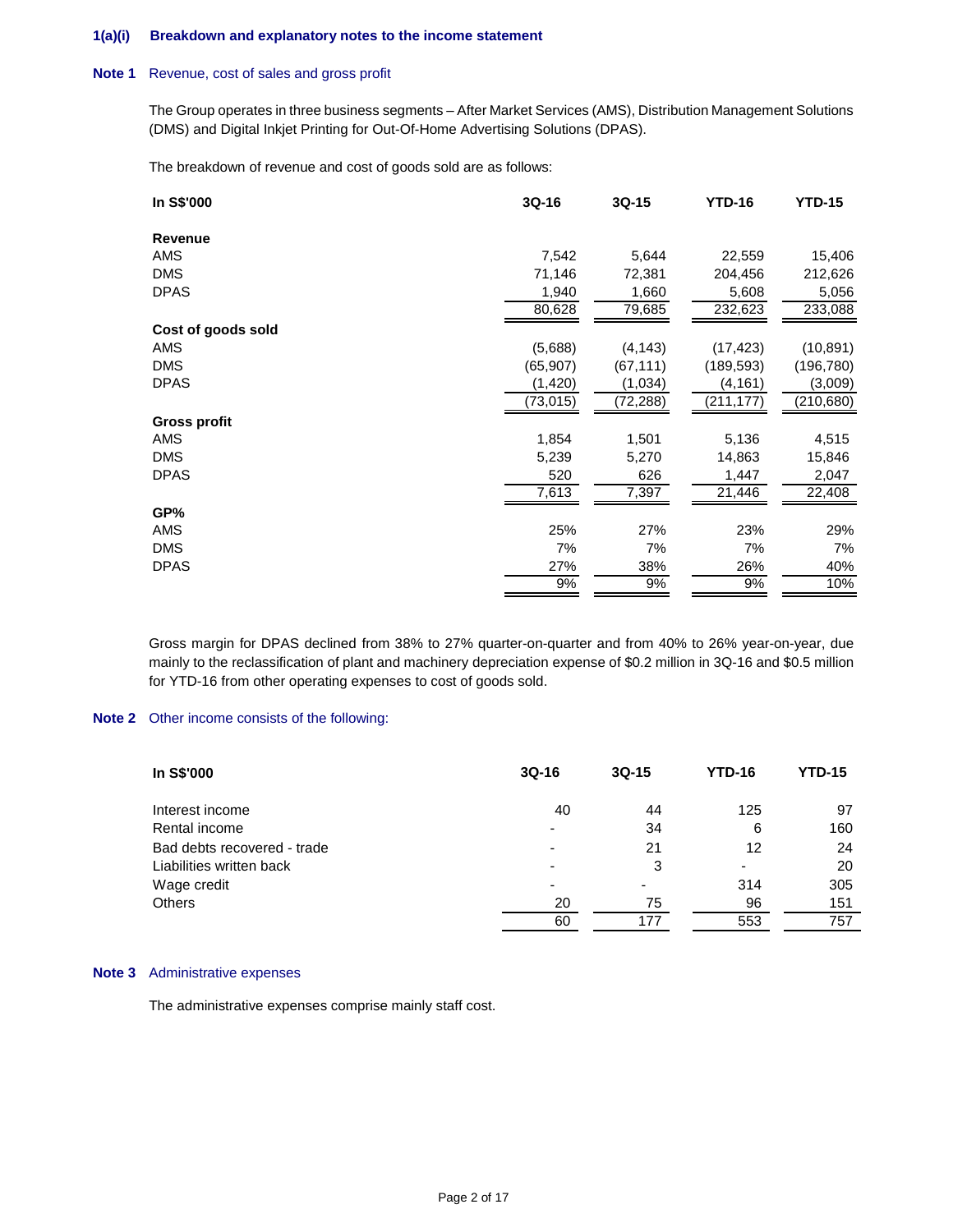**1(a)(i) Breakdown and explanatory notes to the income statement**

**Note 1** Revenue, cost of sales and gross profit

The Group operates in three business segments – After Market Services (AMS), Distribution Management Solutions (DMS) and Digital Inkjet Printing for Out-Of-Home Advertising Solutions (DPAS).

The breakdown of revenue and cost of goods sold are as follows:

| In S$'000 | 3Q-16 | 3Q-15 | YTD-16 | YTD-15 |
|---|---|---|---|---|
| **Revenue** | | | | |
| AMS | 7,542 | 5,644 | 22,559 | 15,406 |
| DMS | 71,146 | 72,381 | 204,456 | 212,626 |
| DPAS | 1,940 | 1,660 | 5,608 | 5,056 |
| | 80,628 | 79,685 | 232,623 | 233,088 |
| **Cost of goods sold** | | | | |
| AMS | (5,688) | (4,143) | (17,423) | (10,891) |
| DMS | (65,907) | (67,111) | (189,593) | (196,780) |
| DPAS | (1,420) | (1,034) | (4,161) | (3,009) |
| | (73,015) | (72,288) | (211,177) | (210,680) |
| **Gross profit** | | | | |
| AMS | 1,854 | 1,501 | 5,136 | 4,515 |
| DMS | 5,239 | 5,270 | 14,863 | 15,846 |
| DPAS | 520 | 626 | 1,447 | 2,047 |
| | 7,613 | 7,397 | 21,446 | 22,408 |
| **GP%** | | | | |
| AMS | 25% | 27% | 23% | 29% |
| DMS | 7% | 7% | 7% | 7% |
| DPAS | 27% | 38% | 26% | 40% |
| | 9% | 9% | 9% | 10% |

Gross margin for DPAS declined from 38% to 27% quarter-on-quarter and from 40% to 26% year-on-year, due mainly to the reclassification of plant and machinery depreciation expense of $0.2 million in 3Q-16 and $0.5 million for YTD-16 from other operating expenses to cost of goods sold.

**Note 2** Other income consists of the following:

| In S$'000 | 3Q-16 | 3Q-15 | YTD-16 | YTD-15 |
|---|---|---|---|---|
| Interest income | 40 | 44 | 125 | 97 |
| Rental income | - | 34 | 6 | 160 |
| Bad debts recovered - trade | - | 21 | 12 | 24 |
| Liabilities written back | - | 3 | - | 20 |
| Wage credit | - | - | 314 | 305 |
| Others | 20 | 75 | 96 | 151 |
| | 60 | 177 | 553 | 757 |

**Note 3** Administrative expenses

The administrative expenses comprise mainly staff cost.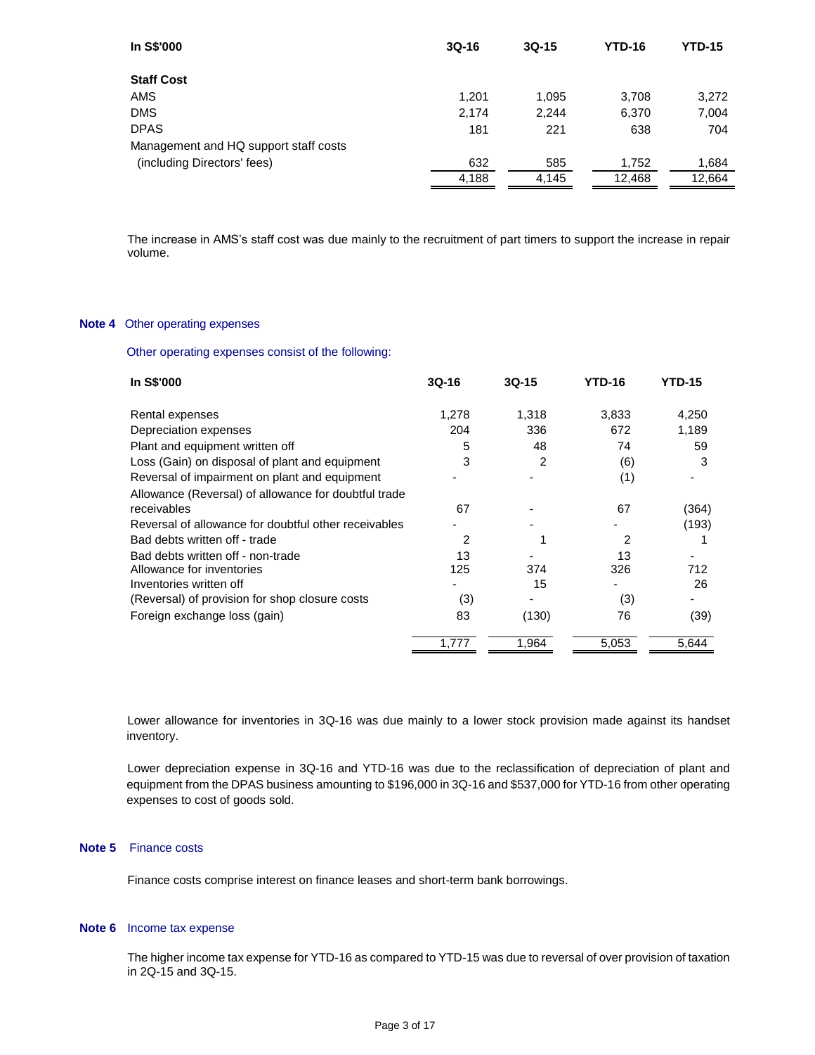| In S$'000 | 3Q-16 | 3Q-15 | YTD-16 | YTD-15 |
|---|---|---|---|---|
| **Staff Cost** | | | | |
| AMS | 1,201 | 1,095 | 3,708 | 3,272 |
| DMS | 2,174 | 2,244 | 6,370 | 7,004 |
| DPAS | 181 | 221 | 638 | 704 |
| Management and HQ support staff costs (including Directors' fees) | 632 | 585 | 1,752 | 1,684 |
| | 4,188 | 4,145 | 12,468 | 12,664 |

The increase in AMS's staff cost was due mainly to the recruitment of part timers to support the increase in repair volume.

**Note 4** Other operating expenses

Other operating expenses consist of the following:

| In S$'000 | 3Q-16 | 3Q-15 | YTD-16 | YTD-15 |
|---|---|---|---|---|
| Rental expenses | 1,278 | 1,318 | 3,833 | 4,250 |
| Depreciation expenses | 204 | 336 | 672 | 1,189 |
| Plant and equipment written off | 5 | 48 | 74 | 59 |
| Loss (Gain) on disposal of plant and equipment | 3 | 2 | (6) | 3 |
| Reversal of impairment on plant and equipment | - | - | (1) | - |
| Allowance (Reversal) of allowance for doubtful trade receivables | 67 | - | 67 | (364) |
| Reversal of allowance for doubtful other receivables | - | - | - | (193) |
| Bad debts written off - trade | 2 | 1 | 2 | 1 |
| Bad debts written off - non-trade | 13 | - | 13 | - |
| Allowance for inventories | 125 | 374 | 326 | 712 |
| Inventories written off | - | 15 | - | 26 |
| (Reversal) of provision for shop closure costs | (3) | - | (3) | - |
| Foreign exchange loss (gain) | 83 | (130) | 76 | (39) |
| | 1,777 | 1,964 | 5,053 | 5,644 |

Lower allowance for inventories in 3Q-16 was due mainly to a lower stock provision made against its handset inventory.

Lower depreciation expense in 3Q-16 and YTD-16 was due to the reclassification of depreciation of plant and equipment from the DPAS business amounting to $196,000 in 3Q-16 and $537,000 for YTD-16 from other operating expenses to cost of goods sold.

**Note 5** Finance costs

Finance costs comprise interest on finance leases and short-term bank borrowings.

**Note 6** Income tax expense

The higher income tax expense for YTD-16 as compared to YTD-15 was due to reversal of over provision of taxation in 2Q-15 and 3Q-15.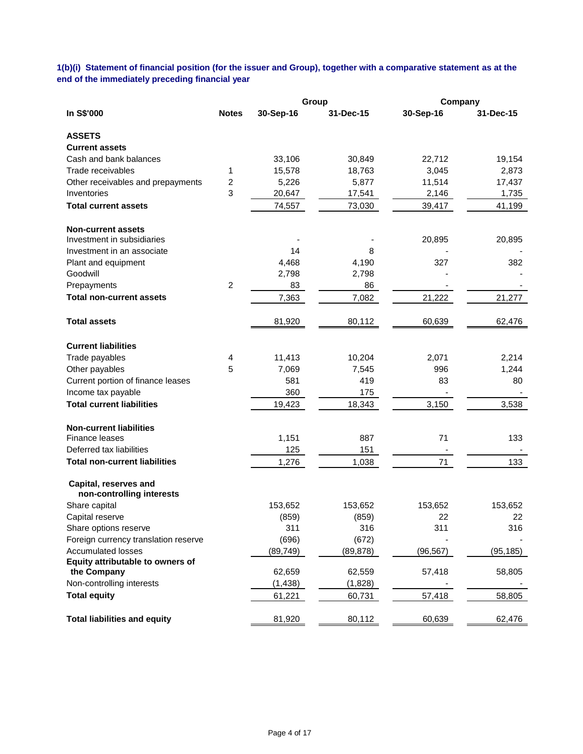### 1(b)(i) Statement of financial position (for the issuer and Group), together with a comparative statement as at the end of the immediately preceding financial year

| In S$'000 | Notes | Group | | Company | |
|---|---|---|---|---|---|
| | | 30-Sep-16 | 31-Dec-15 | 30-Sep-16 | 31-Dec-15 |
| **ASSETS** | | | | | |
| **Current assets** | | | | | |
| Cash and bank balances | | 33,106 | 30,849 | 22,712 | 19,154 |
| Trade receivables | 1 | 15,578 | 18,763 | 3,045 | 2,873 |
| Other receivables and prepayments | 2 | 5,226 | 5,877 | 11,514 | 17,437 |
| Inventories | 3 | 20,647 | 17,541 | 2,146 | 1,735 |
| **Total current assets** | | 74,557 | 73,030 | 39,417 | 41,199 |
| **Non-current assets** | | | | | |
| Investment in subsidiaries | | - | - | 20,895 | 20,895 |
| Investment in an associate | | 14 | 8 | - | - |
| Plant and equipment | | 4,468 | 4,190 | 327 | 382 |
| Goodwill | | 2,798 | 2,798 | - | - |
| Prepayments | 2 | 83 | 86 | - | - |
| **Total non-current assets** | | 7,363 | 7,082 | 21,222 | 21,277 |
| **Total assets** | | 81,920 | 80,112 | 60,639 | 62,476 |
| **Current liabilities** | | | | | |
| Trade payables | 4 | 11,413 | 10,204 | 2,071 | 2,214 |
| Other payables | 5 | 7,069 | 7,545 | 996 | 1,244 |
| Current portion of finance leases | | 581 | 419 | 83 | 80 |
| Income tax payable | | 360 | 175 | - | - |
| **Total current liabilities** | | 19,423 | 18,343 | 3,150 | 3,538 |
| **Non-current liabilities** | | | | | |
| Finance leases | | 1,151 | 887 | 71 | 133 |
| Deferred tax liabilities | | 125 | 151 | - | - |
| **Total non-current liabilities** | | 1,276 | 1,038 | 71 | 133 |
| **Capital, reserves and non-controlling interests** | | | | | |
| Share capital | | 153,652 | 153,652 | 153,652 | 153,652 |
| Capital reserve | | (859) | (859) | 22 | 22 |
| Share options reserve | | 311 | 316 | 311 | 316 |
| Foreign currency translation reserve | | (696) | (672) | - | - |
| Accumulated losses | | (89,749) | (89,878) | (96,567) | (95,185) |
| **Equity attributable to owners of the Company** | | 62,659 | 62,559 | 57,418 | 58,805 |
| Non-controlling interests | | (1,438) | (1,828) | - | - |
| **Total equity** | | 61,221 | 60,731 | 57,418 | 58,805 |
| **Total liabilities and equity** | | 81,920 | 80,112 | 60,639 | 62,476 |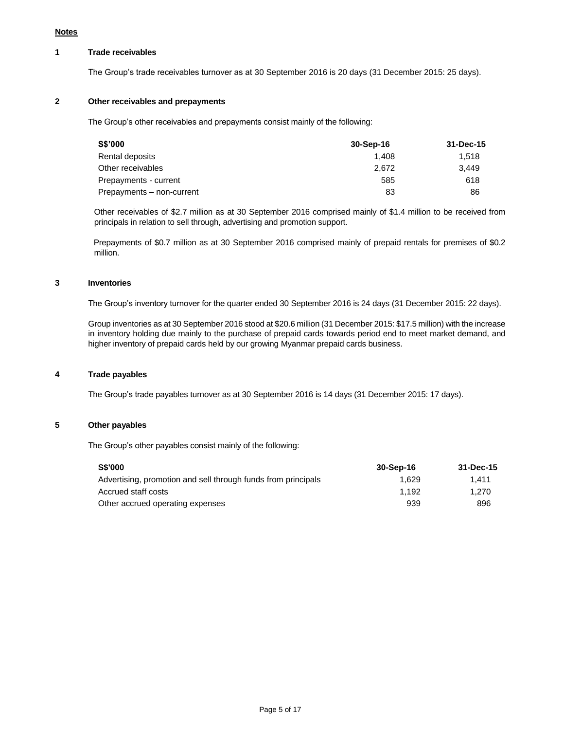**Notes**

## 1 Trade receivables

The Group's trade receivables turnover as at 30 September 2016 is 20 days (31 December 2015: 25 days).

## 2 Other receivables and prepayments

The Group's other receivables and prepayments consist mainly of the following:

| S$'000 | 30-Sep-16 | 31-Dec-15 |
|---|---|---|
| Rental deposits | 1,408 | 1,518 |
| Other receivables | 2,672 | 3,449 |
| Prepayments - current | 585 | 618 |
| Prepayments – non-current | 83 | 86 |

Other receivables of $2.7 million as at 30 September 2016 comprised mainly of $1.4 million to be received from principals in relation to sell through, advertising and promotion support.

Prepayments of $0.7 million as at 30 September 2016 comprised mainly of prepaid rentals for premises of $0.2 million.

## 3 Inventories

The Group's inventory turnover for the quarter ended 30 September 2016 is 24 days (31 December 2015: 22 days).

Group inventories as at 30 September 2016 stood at $20.6 million (31 December 2015: $17.5 million) with the increase in inventory holding due mainly to the purchase of prepaid cards towards period end to meet market demand, and higher inventory of prepaid cards held by our growing Myanmar prepaid cards business.

## 4 Trade payables

The Group's trade payables turnover as at 30 September 2016 is 14 days (31 December 2015: 17 days).

## 5 Other payables

The Group's other payables consist mainly of the following:

| S$'000 | 30-Sep-16 | 31-Dec-15 |
|---|---|---|
| Advertising, promotion and sell through funds from principals | 1,629 | 1,411 |
| Accrued staff costs | 1,192 | 1,270 |
| Other accrued operating expenses | 939 | 896 |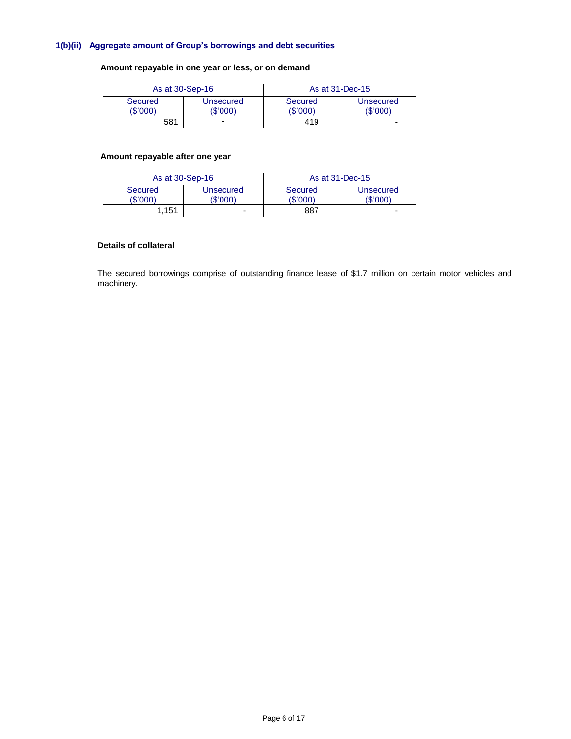### 1(b)(ii) Aggregate amount of Group's borrowings and debt securities

**Amount repayable in one year or less, or on demand**

| As at 30-Sep-16 | | As at 31-Dec-15 | |
|---|---|---|---|
| Secured ($'000) | Unsecured ($'000) | Secured ($'000) | Unsecured ($'000) |
| 581 | - | 419 | - |

**Amount repayable after one year**

| As at 30-Sep-16 | | As at 31-Dec-15 | |
|---|---|---|---|
| Secured ($'000) | Unsecured ($'000) | Secured ($'000) | Unsecured ($'000) |
| 1,151 | - | 887 | - |

**Details of collateral**

The secured borrowings comprise of outstanding finance lease of $1.7 million on certain motor vehicles and machinery.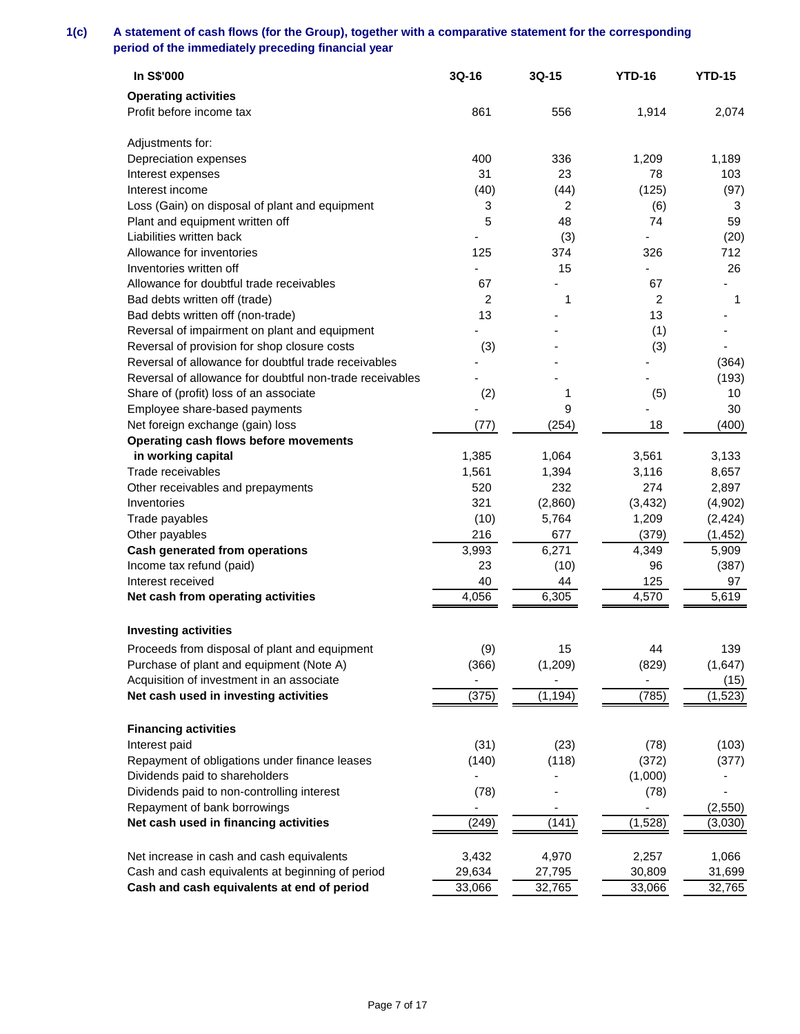**1(c) A statement of cash flows (for the Group), together with a comparative statement for the corresponding period of the immediately preceding financial year**

| In S$'000 | 3Q-16 | 3Q-15 | YTD-16 | YTD-15 |
|---|---|---|---|---|
| **Operating activities** | | | | |
| Profit before income tax | 861 | 556 | 1,914 | 2,074 |
| | | | | |
| Adjustments for: | | | | |
| Depreciation expenses | 400 | 336 | 1,209 | 1,189 |
| Interest expenses | 31 | 23 | 78 | 103 |
| Interest income | (40) | (44) | (125) | (97) |
| Loss (Gain) on disposal of plant and equipment | 3 | 2 | (6) | 3 |
| Plant and equipment written off | 5 | 48 | 74 | 59 |
| Liabilities written back | - | (3) | - | (20) |
| Allowance for inventories | 125 | 374 | 326 | 712 |
| Inventories written off | - | 15 | - | 26 |
| Allowance for doubtful trade receivables | 67 | - | 67 | - |
| Bad debts written off (trade) | 2 | 1 | 2 | 1 |
| Bad debts written off (non-trade) | 13 | - | 13 | - |
| Reversal of impairment on plant and equipment | - | - | (1) | - |
| Reversal of provision for shop closure costs | (3) | - | (3) | - |
| Reversal of allowance for doubtful trade receivables | - | - | - | (364) |
| Reversal of allowance for doubtful non-trade receivables | - | - | - | (193) |
| Share of (profit) loss of an associate | (2) | 1 | (5) | 10 |
| Employee share-based payments | - | 9 | - | 30 |
| Net foreign exchange (gain) loss | (77) | (254) | 18 | (400) |
| **Operating cash flows before movements in working capital** | 1,385 | 1,064 | 3,561 | 3,133 |
| Trade receivables | 1,561 | 1,394 | 3,116 | 8,657 |
| Other receivables and prepayments | 520 | 232 | 274 | 2,897 |
| Inventories | 321 | (2,860) | (3,432) | (4,902) |
| Trade payables | (10) | 5,764 | 1,209 | (2,424) |
| Other payables | 216 | 677 | (379) | (1,452) |
| **Cash generated from operations** | 3,993 | 6,271 | 4,349 | 5,909 |
| Income tax refund (paid) | 23 | (10) | 96 | (387) |
| Interest received | 40 | 44 | 125 | 97 |
| **Net cash from operating activities** | 4,056 | 6,305 | 4,570 | 5,619 |
| | | | | |
| **Investing activities** | | | | |
| Proceeds from disposal of plant and equipment | (9) | 15 | 44 | 139 |
| Purchase of plant and equipment (Note A) | (366) | (1,209) | (829) | (1,647) |
| Acquisition of investment in an associate | - | - | - | (15) |
| **Net cash used in investing activities** | (375) | (1,194) | (785) | (1,523) |
| | | | | |
| **Financing activities** | | | | |
| Interest paid | (31) | (23) | (78) | (103) |
| Repayment of obligations under finance leases | (140) | (118) | (372) | (377) |
| Dividends paid to shareholders | - | - | (1,000) | - |
| Dividends paid to non-controlling interest | (78) | - | (78) | - |
| Repayment of bank borrowings | - | - | - | (2,550) |
| **Net cash used in financing activities** | (249) | (141) | (1,528) | (3,030) |
| | | | | |
| Net increase in cash and cash equivalents | 3,432 | 4,970 | 2,257 | 1,066 |
| Cash and cash equivalents at beginning of period | 29,634 | 27,795 | 30,809 | 31,699 |
| **Cash and cash equivalents at end of period** | 33,066 | 32,765 | 33,066 | 32,765 |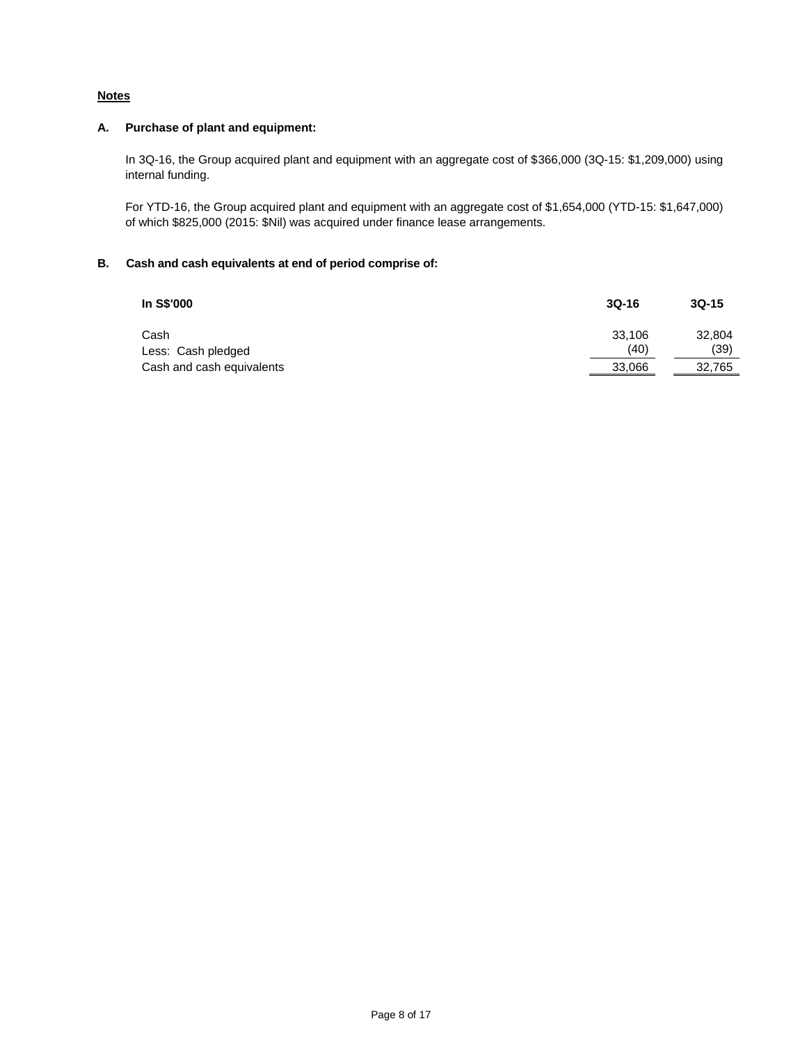**Notes**

**A. Purchase of plant and equipment:**

In 3Q-16, the Group acquired plant and equipment with an aggregate cost of $366,000 (3Q-15: $1,209,000) using internal funding.

For YTD-16, the Group acquired plant and equipment with an aggregate cost of $1,654,000 (YTD-15: $1,647,000) of which $825,000 (2015: $Nil) was acquired under finance lease arrangements.

**B. Cash and cash equivalents at end of period comprise of:**

| In S$'000 | 3Q-16 | 3Q-15 |
|---|---|---|
| Cash | 33,106 | 32,804 |
| Less: Cash pledged | (40) | (39) |
| Cash and cash equivalents | 33,066 | 32,765 |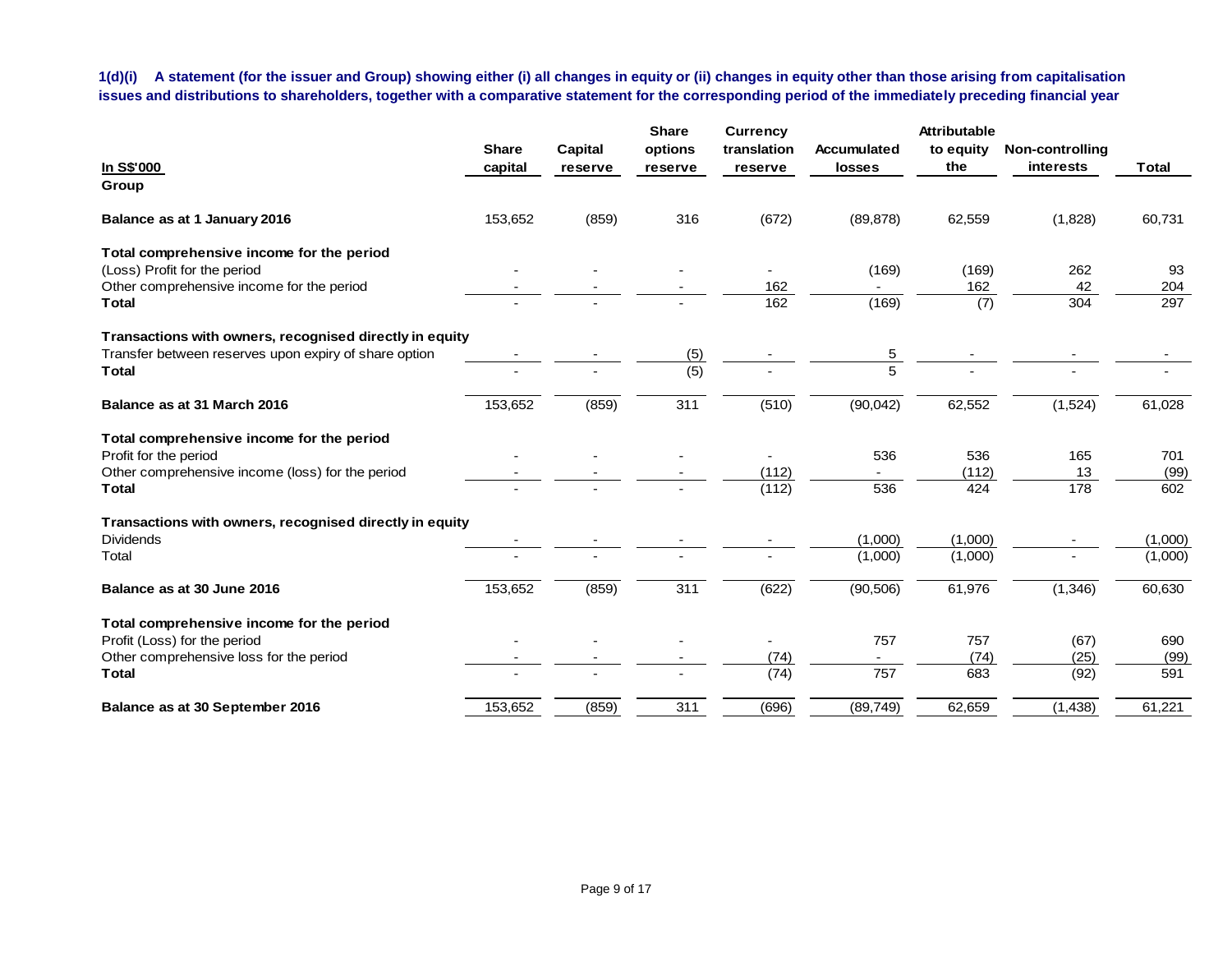**1(d)(i) A statement (for the issuer and Group) showing either (i) all changes in equity or (ii) changes in equity other than those arising from capitalisation issues and distributions to shareholders, together with a comparative statement for the corresponding period of the immediately preceding financial year**

| In S$'000 | Share capital | Capital reserve | Share options reserve | Currency translation reserve | Accumulated losses | Attributable to equity the | Non-controlling interests | Total |
|---|---|---|---|---|---|---|---|---|
| **Group** | | | | | | | | |
| **Balance as at 1 January 2016** | 153,652 | (859) | 316 | (672) | (89,878) | 62,559 | (1,828) | 60,731 |
| **Total comprehensive income for the period** | | | | | | | | |
| (Loss) Profit for the period | - | - | - | - | (169) | (169) | 262 | 93 |
| Other comprehensive income for the period | - | - | - | 162 | - | 162 | 42 | 204 |
| **Total** | - | - | - | 162 | (169) | (7) | 304 | 297 |
| **Transactions with owners, recognised directly in equity** | | | | | | | | |
| Transfer between reserves upon expiry of share option | - | - | (5) | - | 5 | - | - | - |
| **Total** | - | - | (5) | - | 5 | - | - | - |
| **Balance as at 31 March 2016** | 153,652 | (859) | 311 | (510) | (90,042) | 62,552 | (1,524) | 61,028 |
| **Total comprehensive income for the period** | | | | | | | | |
| Profit for the period | - | - | - | - | 536 | 536 | 165 | 701 |
| Other comprehensive income (loss) for the period | - | - | - | (112) | - | (112) | 13 | (99) |
| **Total** | - | - | - | (112) | 536 | 424 | 178 | 602 |
| **Transactions with owners, recognised directly in equity** | | | | | | | | |
| Dividends | - | - | - | - | (1,000) | (1,000) | - | (1,000) |
| Total | - | - | - | - | (1,000) | (1,000) | - | (1,000) |
| **Balance as at 30 June 2016** | 153,652 | (859) | 311 | (622) | (90,506) | 61,976 | (1,346) | 60,630 |
| **Total comprehensive income for the period** | | | | | | | | |
| Profit (Loss) for the period | - | - | - | - | 757 | 757 | (67) | 690 |
| Other comprehensive loss for the period | - | - | - | (74) | - | (74) | (25) | (99) |
| **Total** | - | - | - | (74) | 757 | 683 | (92) | 591 |
| **Balance as at 30 September 2016** | 153,652 | (859) | 311 | (696) | (89,749) | 62,659 | (1,438) | 61,221 |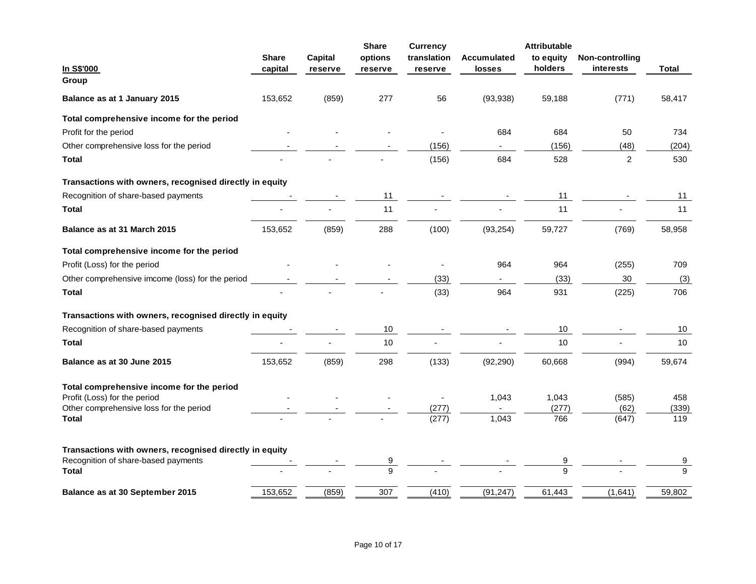| In S$'000 | Share capital | Capital reserve | Share options reserve | Currency translation reserve | Accumulated losses | Attributable to equity holders | Non-controlling interests | Total |
|---|---|---|---|---|---|---|---|---|
| **Group** | | | | | | | | |
| **Balance as at 1 January 2015** | 153,652 | (859) | 277 | 56 | (93,938) | 59,188 | (771) | 58,417 |
| **Total comprehensive income for the period** | | | | | | | | |
| Profit for the period | - | - | - | - | 684 | 684 | 50 | 734 |
| Other comprehensive loss for the period | - | - | - | (156) | - | (156) | (48) | (204) |
| **Total** | - | - | - | (156) | 684 | 528 | 2 | 530 |
| **Transactions with owners, recognised directly in equity** | | | | | | | | |
| Recognition of share-based payments | - | - | 11 | - | - | 11 | - | 11 |
| **Total** | - | - | 11 | - | - | 11 | - | 11 |
| **Balance as at 31 March 2015** | 153,652 | (859) | 288 | (100) | (93,254) | 59,727 | (769) | 58,958 |
| **Total comprehensive income for the period** | | | | | | | | |
| Profit (Loss) for the period | - | - | - | - | 964 | 964 | (255) | 709 |
| Other comprehensive imcome (loss) for the period | - | - | - | (33) | - | (33) | 30 | (3) |
| **Total** | - | - | - | (33) | 964 | 931 | (225) | 706 |
| **Transactions with owners, recognised directly in equity** | | | | | | | | |
| Recognition of share-based payments | - | - | 10 | - | - | 10 | - | 10 |
| **Total** | - | - | 10 | - | - | 10 | - | 10 |
| **Balance as at 30 June 2015** | 153,652 | (859) | 298 | (133) | (92,290) | 60,668 | (994) | 59,674 |
| **Total comprehensive income for the period** | | | | | | | | |
| Profit (Loss) for the period | - | - | - | - | 1,043 | 1,043 | (585) | 458 |
| Other comprehensive loss for the period | - | - | - | (277) | - | (277) | (62) | (339) |
| **Total** | - | - | - | (277) | 1,043 | 766 | (647) | 119 |
| **Transactions with owners, recognised directly in equity** | | | | | | | | |
| Recognition of share-based payments | - | - | 9 | - | - | 9 | - | 9 |
| **Total** | - | - | 9 | - | - | 9 | - | 9 |
| **Balance as at 30 September 2015** | 153,652 | (859) | 307 | (410) | (91,247) | 61,443 | (1,641) | 59,802 |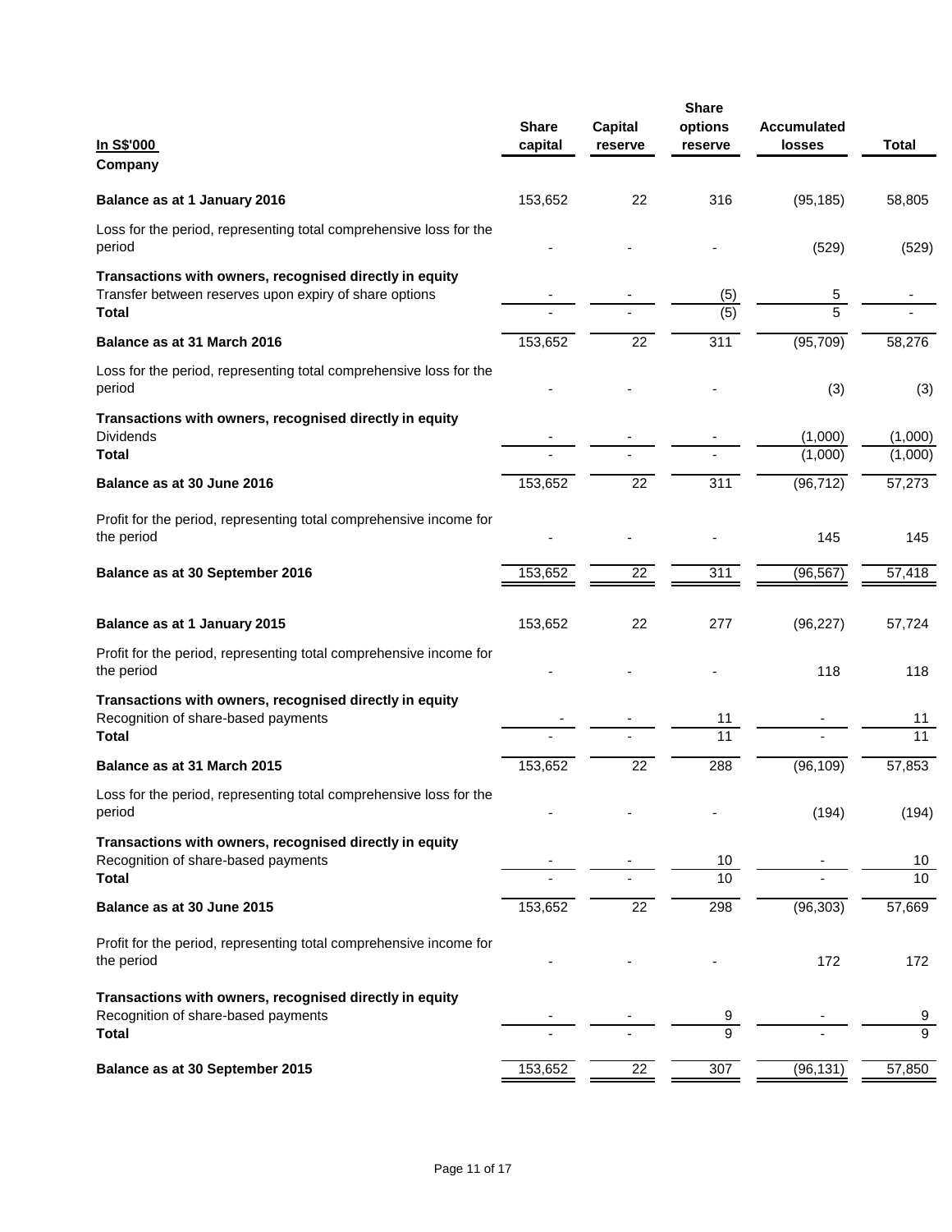| In S$'000 | Share capital | Capital reserve | Share options reserve | Accumulated losses | Total |
|---|---|---|---|---|---|
| **Company** | | | | | |
| **Balance as at 1 January 2016** | 153,652 | 22 | 316 | (95,185) | 58,805 |
| Loss for the period, representing total comprehensive loss for the period | - | - | - | (529) | (529) |
| **Transactions with owners, recognised directly in equity** | | | | | |
| Transfer between reserves upon expiry of share options | - | - | (5) | 5 | - |
| **Total** | - | - | (5) | 5 | - |
| **Balance as at 31 March 2016** | 153,652 | 22 | 311 | (95,709) | 58,276 |
| Loss for the period, representing total comprehensive loss for the period | - | - | - | (3) | (3) |
| **Transactions with owners, recognised directly in equity** | | | | | |
| Dividends | - | - | - | (1,000) | (1,000) |
| **Total** | - | - | - | (1,000) | (1,000) |
| **Balance as at 30 June 2016** | 153,652 | 22 | 311 | (96,712) | 57,273 |
| Profit for the period, representing total comprehensive income for the period | - | - | - | 145 | 145 |
| **Balance as at 30 September 2016** | 153,652 | 22 | 311 | (96,567) | 57,418 |
| | | | | | |
| **Balance as at 1 January 2015** | 153,652 | 22 | 277 | (96,227) | 57,724 |
| Profit for the period, representing total comprehensive income for the period | - | - | - | 118 | 118 |
| **Transactions with owners, recognised directly in equity** | | | | | |
| Recognition of share-based payments | - | - | 11 | - | 11 |
| **Total** | - | - | 11 | - | 11 |
| **Balance as at 31 March 2015** | 153,652 | 22 | 288 | (96,109) | 57,853 |
| Loss for the period, representing total comprehensive loss for the period | - | - | - | (194) | (194) |
| **Transactions with owners, recognised directly in equity** | | | | | |
| Recognition of share-based payments | - | - | 10 | - | 10 |
| **Total** | - | - | 10 | - | 10 |
| **Balance as at 30 June 2015** | 153,652 | 22 | 298 | (96,303) | 57,669 |
| Profit for the period, representing total comprehensive income for the period | - | - | - | 172 | 172 |
| **Transactions with owners, recognised directly in equity** | | | | | |
| Recognition of share-based payments | - | - | 9 | - | 9 |
| **Total** | - | - | 9 | - | 9 |
| **Balance as at 30 September 2015** | 153,652 | 22 | 307 | (96,131) | 57,850 |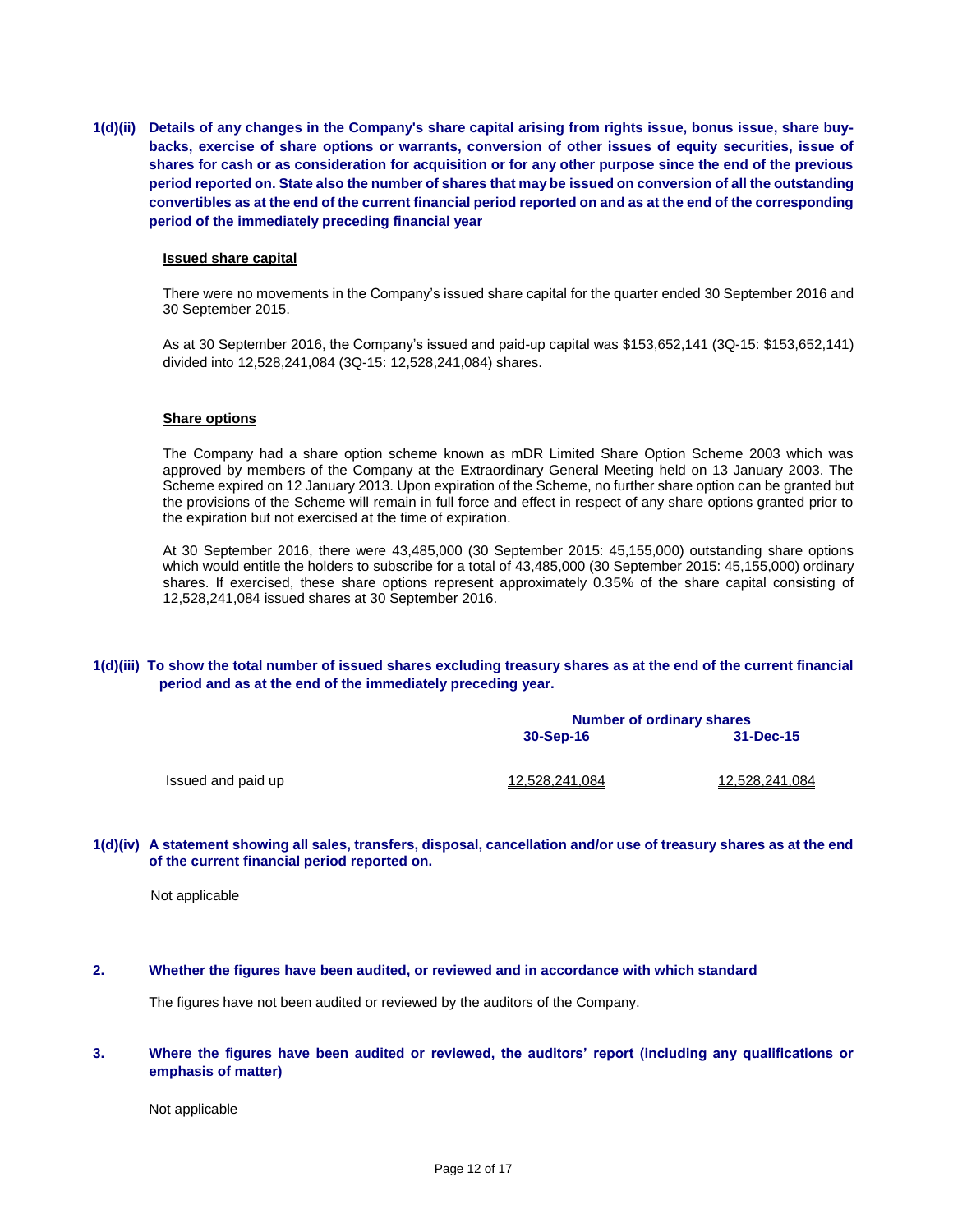**1(d)(ii) Details of any changes in the Company's share capital arising from rights issue, bonus issue, share buy-backs, exercise of share options or warrants, conversion of other issues of equity securities, issue of shares for cash or as consideration for acquisition or for any other purpose since the end of the previous period reported on. State also the number of shares that may be issued on conversion of all the outstanding convertibles as at the end of the current financial period reported on and as at the end of the corresponding period of the immediately preceding financial year**

**Issued share capital**

There were no movements in the Company's issued share capital for the quarter ended 30 September 2016 and 30 September 2015.

As at 30 September 2016, the Company's issued and paid-up capital was $153,652,141 (3Q-15: $153,652,141) divided into 12,528,241,084 (3Q-15: 12,528,241,084) shares.

**Share options**

The Company had a share option scheme known as mDR Limited Share Option Scheme 2003 which was approved by members of the Company at the Extraordinary General Meeting held on 13 January 2003. The Scheme expired on 12 January 2013. Upon expiration of the Scheme, no further share option can be granted but the provisions of the Scheme will remain in full force and effect in respect of any share options granted prior to the expiration but not exercised at the time of expiration.

At 30 September 2016, there were 43,485,000 (30 September 2015: 45,155,000) outstanding share options which would entitle the holders to subscribe for a total of 43,485,000 (30 September 2015: 45,155,000) ordinary shares. If exercised, these share options represent approximately 0.35% of the share capital consisting of 12,528,241,084 issued shares at 30 September 2016.

**1(d)(iii) To show the total number of issued shares excluding treasury shares as at the end of the current financial period and as at the end of the immediately preceding year.**

| | Number of ordinary shares | |
|---|---|---|
| | 30-Sep-16 | 31-Dec-15 |
| Issued and paid up | 12,528,241,084 | 12,528,241,084 |

**1(d)(iv) A statement showing all sales, transfers, disposal, cancellation and/or use of treasury shares as at the end of the current financial period reported on.**

Not applicable

**2. Whether the figures have been audited, or reviewed and in accordance with which standard**

The figures have not been audited or reviewed by the auditors of the Company.

**3. Where the figures have been audited or reviewed, the auditors' report (including any qualifications or emphasis of matter)**

Not applicable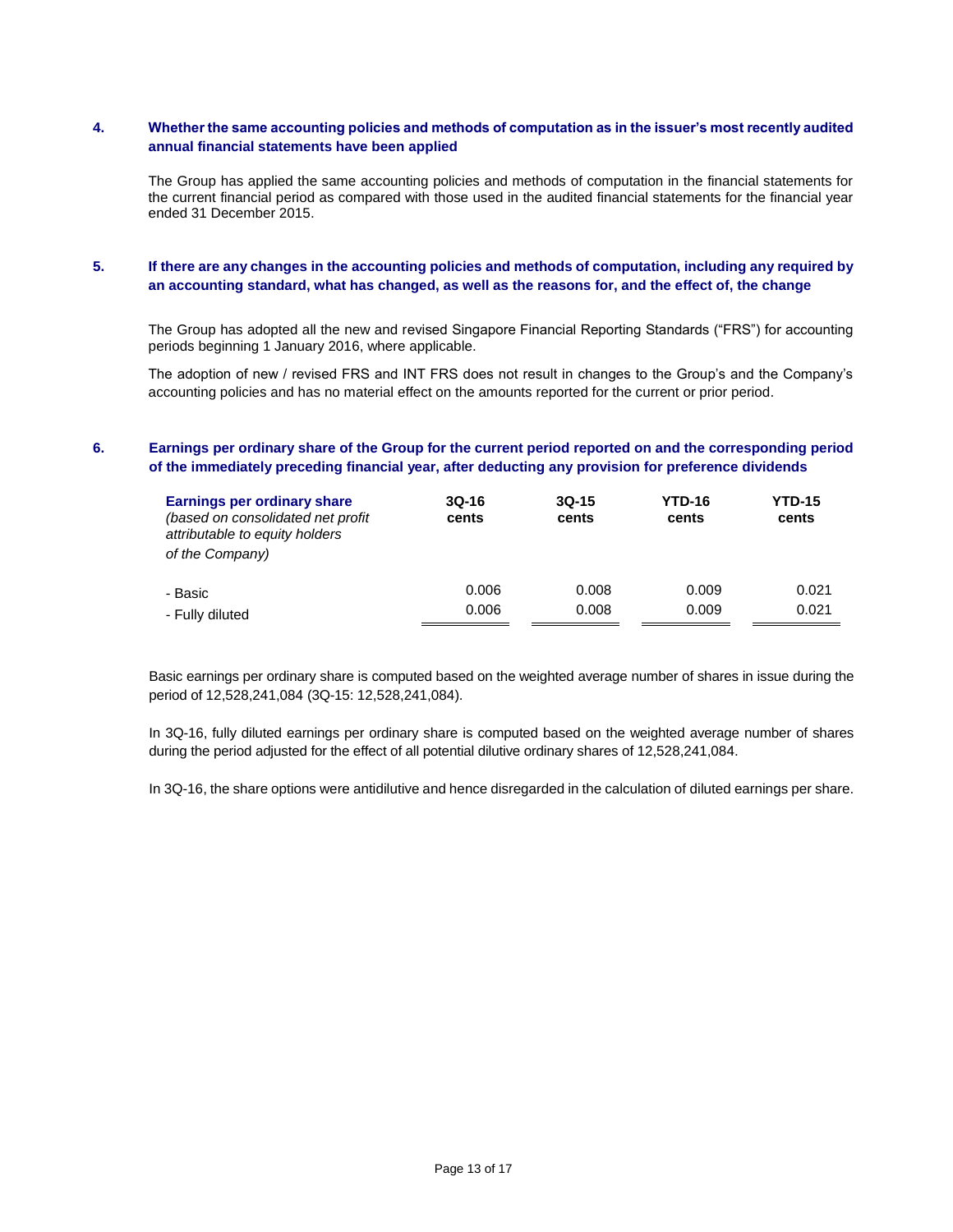**4. Whether the same accounting policies and methods of computation as in the issuer's most recently audited annual financial statements have been applied**

The Group has applied the same accounting policies and methods of computation in the financial statements for the current financial period as compared with those used in the audited financial statements for the financial year ended 31 December 2015.

**5. If there are any changes in the accounting policies and methods of computation, including any required by an accounting standard, what has changed, as well as the reasons for, and the effect of, the change**

The Group has adopted all the new and revised Singapore Financial Reporting Standards ("FRS") for accounting periods beginning 1 January 2016, where applicable.

The adoption of new / revised FRS and INT FRS does not result in changes to the Group's and the Company's accounting policies and has no material effect on the amounts reported for the current or prior period.

**6. Earnings per ordinary share of the Group for the current period reported on and the corresponding period of the immediately preceding financial year, after deducting any provision for preference dividends**

| **Earnings per ordinary share** *(based on consolidated net profit attributable to equity holders of the Company)* | **3Q-16 cents** | **3Q-15 cents** | **YTD-16 cents** | **YTD-15 cents** |
|---|---|---|---|---|
| - Basic | 0.006 | 0.008 | 0.009 | 0.021 |
| - Fully diluted | 0.006 | 0.008 | 0.009 | 0.021 |

Basic earnings per ordinary share is computed based on the weighted average number of shares in issue during the period of 12,528,241,084 (3Q-15: 12,528,241,084).

In 3Q-16, fully diluted earnings per ordinary share is computed based on the weighted average number of shares during the period adjusted for the effect of all potential dilutive ordinary shares of 12,528,241,084.

In 3Q-16, the share options were antidilutive and hence disregarded in the calculation of diluted earnings per share.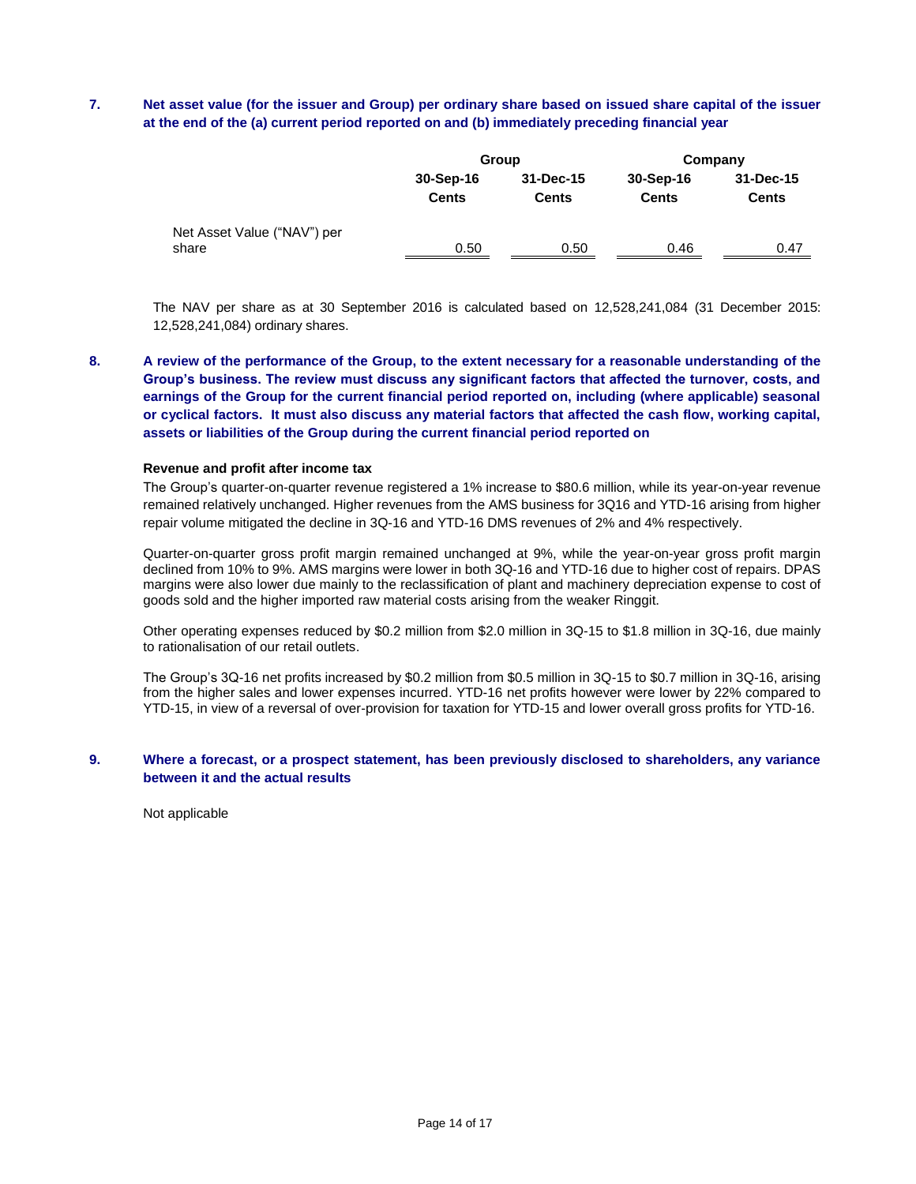**7. Net asset value (for the issuer and Group) per ordinary share based on issued share capital of the issuer at the end of the (a) current period reported on and (b) immediately preceding financial year**

| | Group | | Company | |
|---|---|---|---|---|
| | 30-Sep-16 | 31-Dec-15 | 30-Sep-16 | 31-Dec-15 |
| | Cents | Cents | Cents | Cents |
| Net Asset Value ("NAV") per share | 0.50 | 0.50 | 0.46 | 0.47 |

The NAV per share as at 30 September 2016 is calculated based on 12,528,241,084 (31 December 2015: 12,528,241,084) ordinary shares.

**8. A review of the performance of the Group, to the extent necessary for a reasonable understanding of the Group's business. The review must discuss any significant factors that affected the turnover, costs, and earnings of the Group for the current financial period reported on, including (where applicable) seasonal or cyclical factors. It must also discuss any material factors that affected the cash flow, working capital, assets or liabilities of the Group during the current financial period reported on**

**Revenue and profit after income tax**

The Group's quarter-on-quarter revenue registered a 1% increase to $80.6 million, while its year-on-year revenue remained relatively unchanged. Higher revenues from the AMS business for 3Q16 and YTD-16 arising from higher repair volume mitigated the decline in 3Q-16 and YTD-16 DMS revenues of 2% and 4% respectively.

Quarter-on-quarter gross profit margin remained unchanged at 9%, while the year-on-year gross profit margin declined from 10% to 9%. AMS margins were lower in both 3Q-16 and YTD-16 due to higher cost of repairs. DPAS margins were also lower due mainly to the reclassification of plant and machinery depreciation expense to cost of goods sold and the higher imported raw material costs arising from the weaker Ringgit.

Other operating expenses reduced by $0.2 million from $2.0 million in 3Q-15 to $1.8 million in 3Q-16, due mainly to rationalisation of our retail outlets.

The Group's 3Q-16 net profits increased by $0.2 million from $0.5 million in 3Q-15 to $0.7 million in 3Q-16, arising from the higher sales and lower expenses incurred. YTD-16 net profits however were lower by 22% compared to YTD-15, in view of a reversal of over-provision for taxation for YTD-15 and lower overall gross profits for YTD-16.

**9. Where a forecast, or a prospect statement, has been previously disclosed to shareholders, any variance between it and the actual results**

Not applicable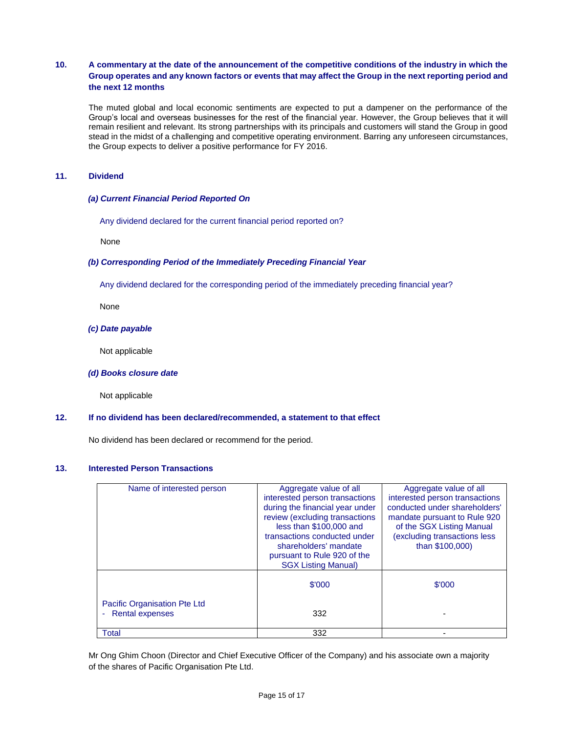## 10. A commentary at the date of the announcement of the competitive conditions of the industry in which the Group operates and any known factors or events that may affect the Group in the next reporting period and the next 12 months

The muted global and local economic sentiments are expected to put a dampener on the performance of the Group's local and overseas businesses for the rest of the financial year. However, the Group believes that it will remain resilient and relevant. Its strong partnerships with its principals and customers will stand the Group in good stead in the midst of a challenging and competitive operating environment. Barring any unforeseen circumstances, the Group expects to deliver a positive performance for FY 2016.

## 11. Dividend

### *(a) Current Financial Period Reported On*

Any dividend declared for the current financial period reported on?

None

### *(b) Corresponding Period of the Immediately Preceding Financial Year*

Any dividend declared for the corresponding period of the immediately preceding financial year?

None

### *(c) Date payable*

Not applicable

### *(d) Books closure date*

Not applicable

## 12. If no dividend has been declared/recommended, a statement to that effect

No dividend has been declared or recommend for the period.

## 13. Interested Person Transactions

| Name of interested person | Aggregate value of all interested person transactions during the financial year under review (excluding transactions less than $100,000 and transactions conducted under shareholders' mandate pursuant to Rule 920 of the SGX Listing Manual) | Aggregate value of all interested person transactions conducted under shareholders' mandate pursuant to Rule 920 of the SGX Listing Manual (excluding transactions less than $100,000) |
|---|---|---|
| | $'000 | $'000 |
| Pacific Organisation Pte Ltd<br>- Rental expenses | 332 | - |
| Total | 332 | - |

Mr Ong Ghim Choon (Director and Chief Executive Officer of the Company) and his associate own a majority of the shares of Pacific Organisation Pte Ltd.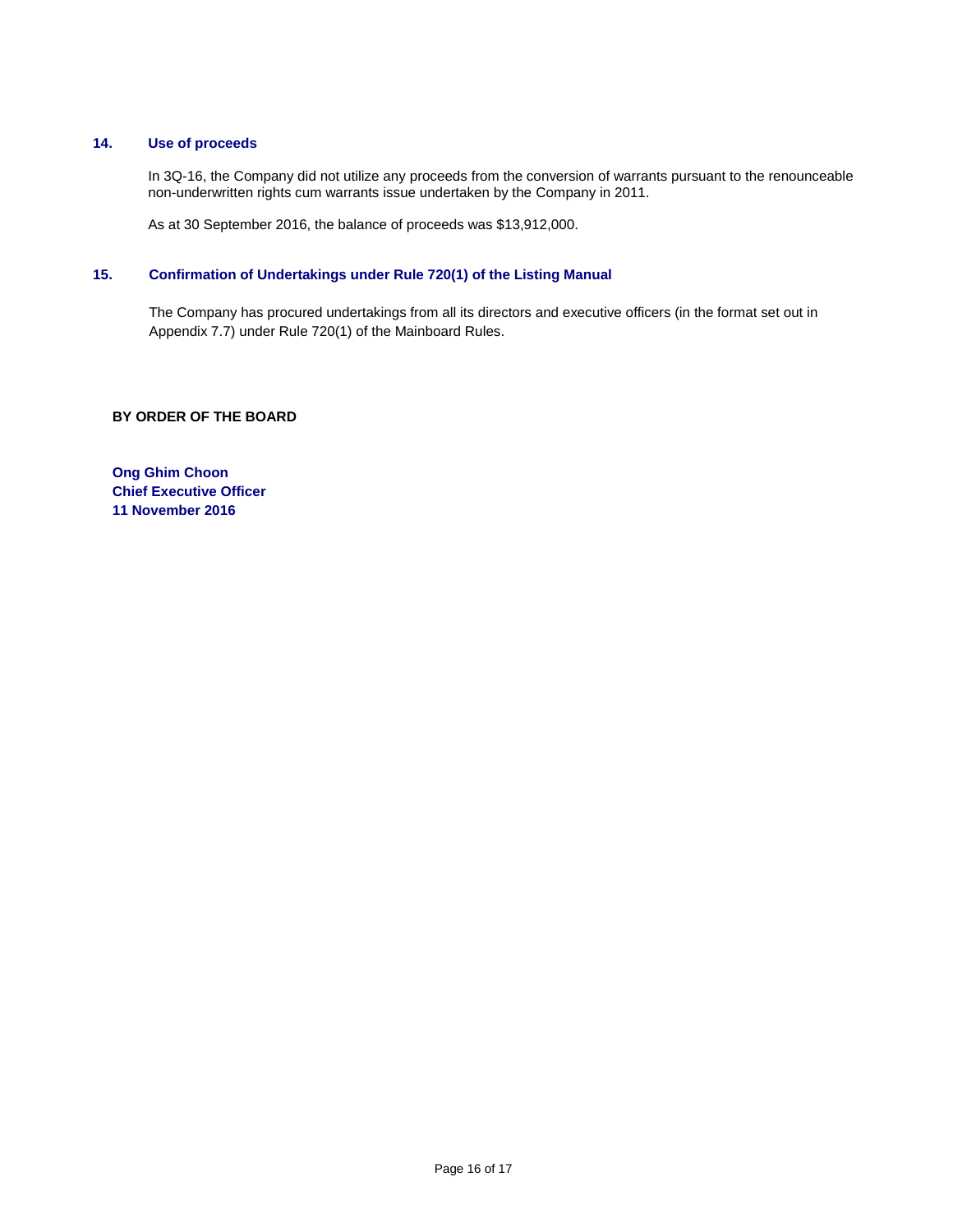## 14. Use of proceeds

In 3Q-16, the Company did not utilize any proceeds from the conversion of warrants pursuant to the renounceable non-underwritten rights cum warrants issue undertaken by the Company in 2011.

As at 30 September 2016, the balance of proceeds was $13,912,000.

## 15. Confirmation of Undertakings under Rule 720(1) of the Listing Manual

The Company has procured undertakings from all its directors and executive officers (in the format set out in Appendix 7.7) under Rule 720(1) of the Mainboard Rules.

**BY ORDER OF THE BOARD**

**Ong Ghim Choon**
**Chief Executive Officer**
**11 November 2016**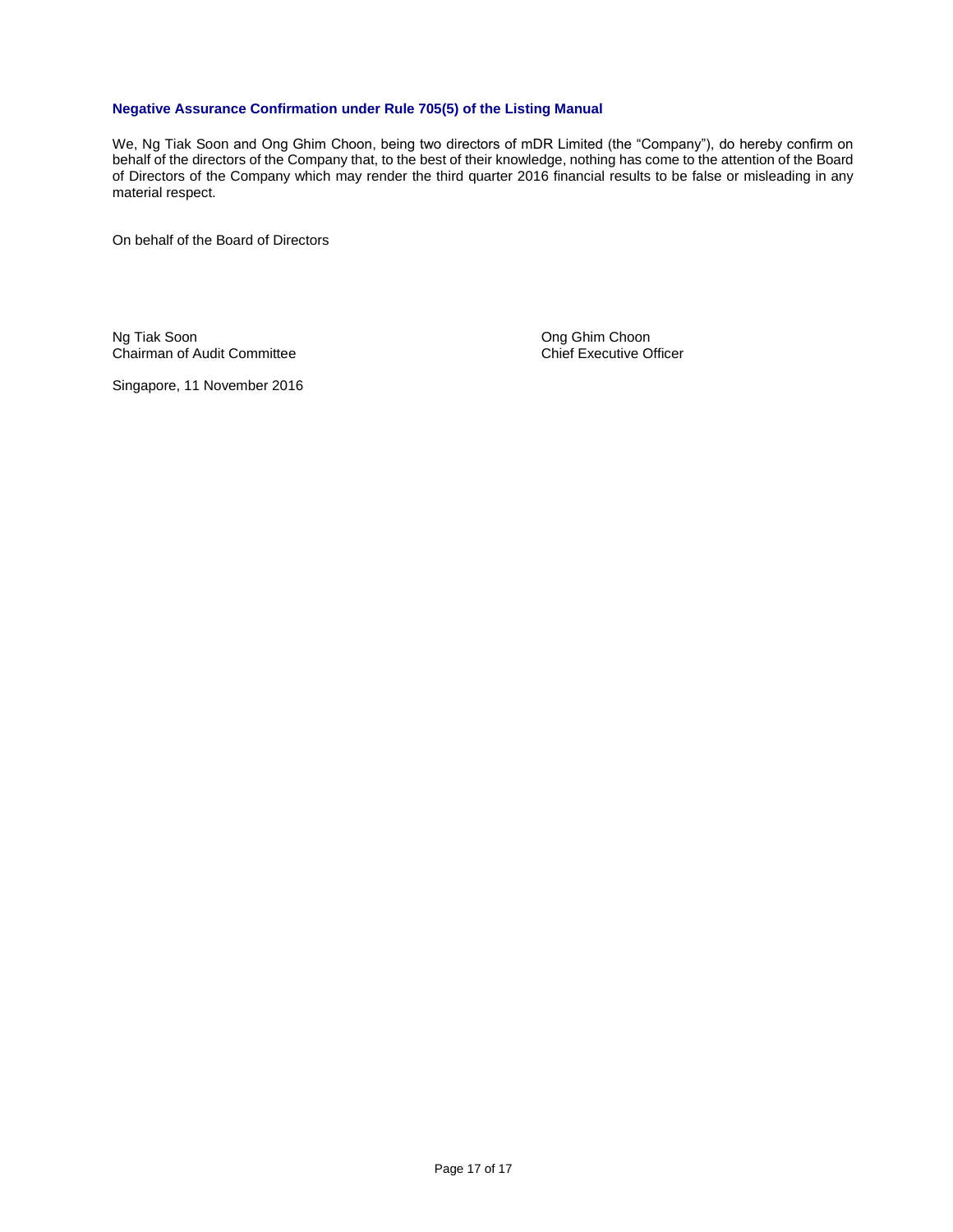**Negative Assurance Confirmation under Rule 705(5) of the Listing Manual**

We, Ng Tiak Soon and Ong Ghim Choon, being two directors of mDR Limited (the "Company"), do hereby confirm on behalf of the directors of the Company that, to the best of their knowledge, nothing has come to the attention of the Board of Directors of the Company which may render the third quarter 2016 financial results to be false or misleading in any material respect.

On behalf of the Board of Directors

Ng Tiak Soon
Chairman of Audit Committee

Ong Ghim Choon
Chief Executive Officer

Singapore, 11 November 2016